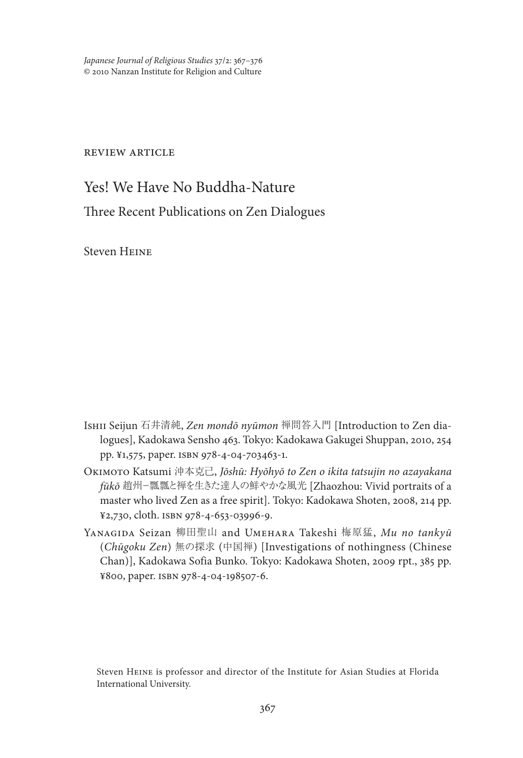review article

# Yes! We Have No Buddha-Nature

## Three Recent Publications on Zen Dialogues

Steven Heine

Ishii Seijun 石井清純, *Zen mondō nyūmon* 禅問答入門 [Introduction to Zen dialogues], Kadokawa Sensho 463. Tokyo: Kadokawa Gakugei Shuppan, 2010, 254 pp. ¥1,575, paper. isbn 978-4-04-703463-1.

Okimoto Katsumi 沖本克己, *Jōshū: Hyōhyō to Zen o ikita tatsujin no azayakana fūkō* 趙州–飄飄と禅を生きた達人の鮮やかな風光 [Zhaozhou: Vivid portraits of a master who lived Zen as a free spirit]. Tokyo: Kadokawa Shoten, 2008, 214 pp. ¥2,730, cloth. isbn 978-4-653-03996-9.

Yanagida Seizan 柳田聖山 and Umehara Takeshi 梅原猛, *Mu no tankyū* (*Chūgoku Zen*) 無の探求 (中国禅) [Investigations of nothingness (Chinese Chan)], Kadokawa Sofia Bunko. Tokyo: Kadokawa Shoten, 2009 rpt., 385 pp. ¥800, paper. isbn 978-4-04-198507-6.

Steven Heine is professor and director of the Institute for Asian Studies at Florida International University.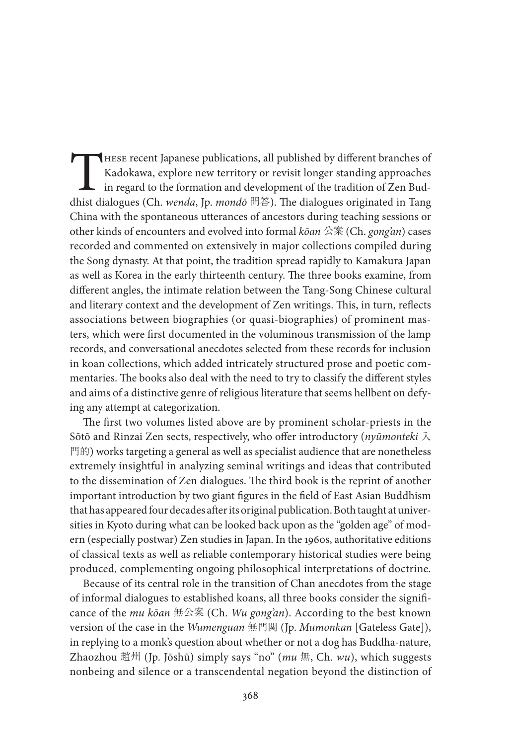These recent Japanese publications, all published by different branches of Kadokawa, explore new territory or revisit longer standing approaches in regard to the formation and development of the tradition of Zen Buddhist dialogues (Ch. *wenda*, Jp. *mondō* 問答). The dialogues originated in Tang China with the spontaneous utterances of ancestors during teaching sessions or other kinds of encounters and evolved into formal *kōan* 公案 (Ch. *gong'an*) cases recorded and commented on extensively in major collections compiled during the Song dynasty. At that point, the tradition spread rapidly to Kamakura Japan as well as Korea in the early thirteenth century. The three books examine, from different angles, the intimate relation between the Tang-Song Chinese cultural and literary context and the development of Zen writings. This, in turn, reflects associations between biographies (or quasi-biographies) of prominent masters, which were first documented in the voluminous transmission of the lamp records, and conversational anecdotes selected from these records for inclusion in koan collections, which added intricately structured prose and poetic commentaries. The books also deal with the need to try to classify the different styles and aims of a distinctive genre of religious literature that seems hellbent on defying any attempt at categorization.

The first two volumes listed above are by prominent scholar-priests in the Sōtō and Rinzai Zen sects, respectively, who offer introductory (*nyūmonteki* 入門的) works targeting a general as well as specialist audience that are nonetheless extremely insightful in analyzing seminal writings and ideas that contributed to the dissemination of Zen dialogues. The third book is the reprint of another important introduction by two giant figures in the field of East Asian Buddhism that has appeared four decades after its original publication. Both taught at universities in Kyoto during what can be looked back upon as the "golden age" of modern (especially postwar) Zen studies in Japan. In the 1960s, authoritative editions of classical texts as well as reliable contemporary historical studies were being produced, complementing ongoing philosophical interpretations of doctrine.

Because of its central role in the transition of Chan anecdotes from the stage of informal dialogues to established koans, all three books consider the significance of the *mu kōan* 無公案 (Ch. *Wu gong'an*). According to the best known version of the case in the *Wumenguan* 無門関 (Jp. *Mumonkan* [Gateless Gate]), in replying to a monk's question about whether or not a dog has Buddha-nature, Zhaozhou 趙州 (Jp. Jōshū) simply says "no" (*mu* 無, Ch. *wu*), which suggests nonbeing and silence or a transcendental negation beyond the distinction of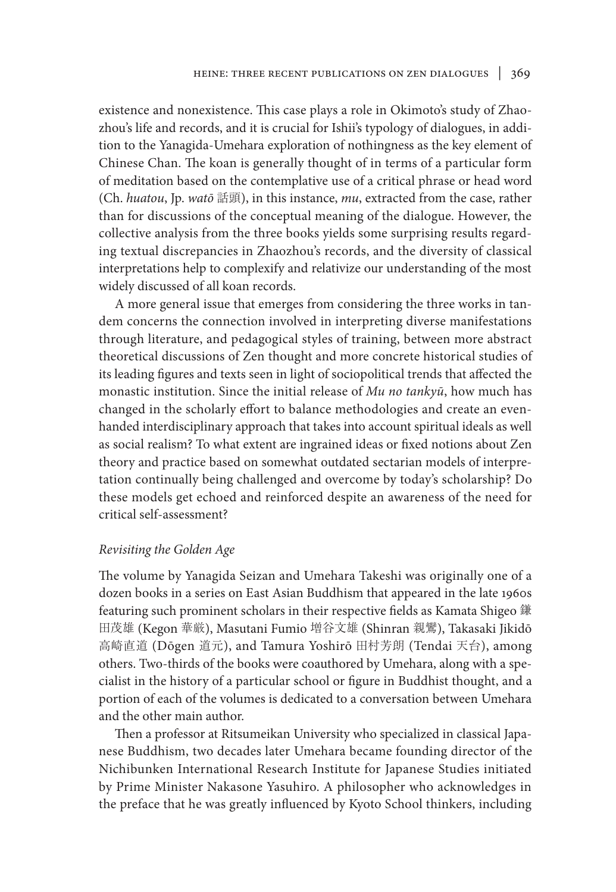existence and nonexistence. This case plays a role in Okimoto's study of Zhaozhou's life and records, and it is crucial for Ishii's typology of dialogues, in addition to the Yanagida-Umehara exploration of nothingness as the key element of Chinese Chan. The koan is generally thought of in terms of a particular form of meditation based on the contemplative use of a critical phrase or head word (Ch. *huatou*, Jp. *watō* 話頭), in this instance, *mu*, extracted from the case, rather than for discussions of the conceptual meaning of the dialogue. However, the collective analysis from the three books yields some surprising results regarding textual discrepancies in Zhaozhou's records, and the diversity of classical interpretations help to complexify and relativize our understanding of the most widely discussed of all koan records.

A more general issue that emerges from considering the three works in tandem concerns the connection involved in interpreting diverse manifestations through literature, and pedagogical styles of training, between more abstract theoretical discussions of Zen thought and more concrete historical studies of its leading figures and texts seen in light of sociopolitical trends that affected the monastic institution. Since the initial release of *Mu no tankyū*, how much has changed in the scholarly effort to balance methodologies and create an evenhanded interdisciplinary approach that takes into account spiritual ideals as well as social realism? To what extent are ingrained ideas or fixed notions about Zen theory and practice based on somewhat outdated sectarian models of interpretation continually being challenged and overcome by today's scholarship? Do these models get echoed and reinforced despite an awareness of the need for critical self-assessment?

*Revisiting the Golden Age*

The volume by Yanagida Seizan and Umehara Takeshi was originally one of a dozen books in a series on East Asian Buddhism that appeared in the late 1960s featuring such prominent scholars in their respective fields as Kamata Shigeo 鎌田茂雄 (Kegon 華厳), Masutani Fumio 増谷文雄 (Shinran 親鸞), Takasaki Jikidō 高崎直道 (Dōgen 道元), and Tamura Yoshirō 田村芳朗 (Tendai 天台), among others. Two-thirds of the books were coauthored by Umehara, along with a specialist in the history of a particular school or figure in Buddhist thought, and a portion of each of the volumes is dedicated to a conversation between Umehara and the other main author.

Then a professor at Ritsumeikan University who specialized in classical Japanese Buddhism, two decades later Umehara became founding director of the Nichibunken International Research Institute for Japanese Studies initiated by Prime Minister Nakasone Yasuhiro. A philosopher who acknowledges in the preface that he was greatly influenced by Kyoto School thinkers, including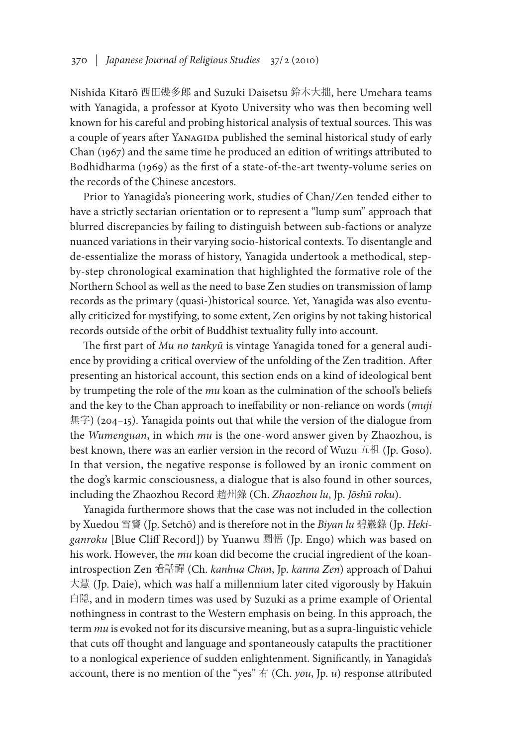Nishida Kitarō 西田幾多郎 and Suzuki Daisetsu 鈴木大拙, here Umehara teams with Yanagida, a professor at Kyoto University who was then becoming well known for his careful and probing historical analysis of textual sources. This was a couple of years after Yanagida published the seminal historical study of early Chan (1967) and the same time he produced an edition of writings attributed to Bodhidharma (1969) as the first of a state-of-the-art twenty-volume series on the records of the Chinese ancestors.

Prior to Yanagida's pioneering work, studies of Chan/Zen tended either to have a strictly sectarian orientation or to represent a "lump sum" approach that blurred discrepancies by failing to distinguish between sub-factions or analyze nuanced variations in their varying socio-historical contexts. To disentangle and de-essentialize the morass of history, Yanagida undertook a methodical, step-by-step chronological examination that highlighted the formative role of the Northern School as well as the need to base Zen studies on transmission of lamp records as the primary (quasi-)historical source. Yet, Yanagida was also eventually criticized for mystifying, to some extent, Zen origins by not taking historical records outside of the orbit of Buddhist textuality fully into account.

The first part of *Mu no tankyū* is vintage Yanagida toned for a general audience by providing a critical overview of the unfolding of the Zen tradition. After presenting an historical account, this section ends on a kind of ideological bent by trumpeting the role of the *mu* koan as the culmination of the school's beliefs and the key to the Chan approach to ineffability or non-reliance on words (*muji* 無字) (204–15). Yanagida points out that while the version of the dialogue from the *Wumenguan*, in which *mu* is the one-word answer given by Zhaozhou, is best known, there was an earlier version in the record of Wuzu 五祖 (Jp. Goso). In that version, the negative response is followed by an ironic comment on the dog's karmic consciousness, a dialogue that is also found in other sources, including the Zhaozhou Record 趙州錄 (Ch. *Zhaozhou lu*, Jp. *Jōshū roku*).

Yanagida furthermore shows that the case was not included in the collection by Xuedou 雪竇 (Jp. Setchō) and is therefore not in the *Biyan lu* 碧巖錄 (Jp. *Hekiganroku* [Blue Cliff Record]) by Yuanwu 圜悟 (Jp. Engo) which was based on his work. However, the *mu* koan did become the crucial ingredient of the koan-introspection Zen 看話禪 (Ch. *kanhua Chan*, Jp. *kanna Zen*) approach of Dahui 大慧 (Jp. Daie), which was half a millennium later cited vigorously by Hakuin 白隠, and in modern times was used by Suzuki as a prime example of Oriental nothingness in contrast to the Western emphasis on being. In this approach, the term *mu* is evoked not for its discursive meaning, but as a supra-linguistic vehicle that cuts off thought and language and spontaneously catapults the practitioner to a nonlogical experience of sudden enlightenment. Significantly, in Yanagida's account, there is no mention of the "yes" 有 (Ch. *you*, Jp. *u*) response attributed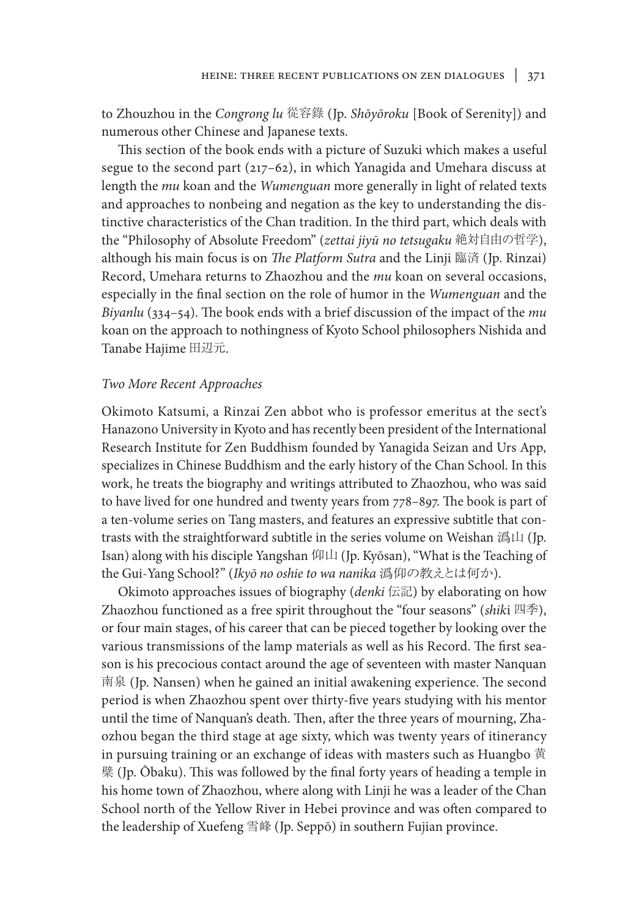to Zhouzhou in the *Congrong lu* 從容錄 (Jp. *Shōyōroku* [Book of Serenity]) and numerous other Chinese and Japanese texts.

This section of the book ends with a picture of Suzuki which makes a useful segue to the second part (217–62), in which Yanagida and Umehara discuss at length the *mu* koan and the *Wumenguan* more generally in light of related texts and approaches to nonbeing and negation as the key to understanding the distinctive characteristics of the Chan tradition. In the third part, which deals with the "Philosophy of Absolute Freedom" (*zettai jiyū no tetsugaku* 絶対自由の哲学), although his main focus is on *The Platform Sutra* and the Linji 臨済 (Jp. Rinzai) Record, Umehara returns to Zhaozhou and the *mu* koan on several occasions, especially in the final section on the role of humor in the *Wumenguan* and the *Biyanlu* (334–54). The book ends with a brief discussion of the impact of the *mu* koan on the approach to nothingness of Kyoto School philosophers Nishida and Tanabe Hajime 田辺元.

*Two More Recent Approaches*

Okimoto Katsumi, a Rinzai Zen abbot who is professor emeritus at the sect's Hanazono University in Kyoto and has recently been president of the International Research Institute for Zen Buddhism founded by Yanagida Seizan and Urs App, specializes in Chinese Buddhism and the early history of the Chan School. In this work, he treats the biography and writings attributed to Zhaozhou, who was said to have lived for one hundred and twenty years from 778–897. The book is part of a ten-volume series on Tang masters, and features an expressive subtitle that contrasts with the straightforward subtitle in the series volume on Weishan 潙山 (Jp. Isan) along with his disciple Yangshan 仰山 (Jp. Kyōsan), "What is the Teaching of the Gui-Yang School?" (*Ikyō no oshie to wa nanika* 潙仰の教えとは何か).

Okimoto approaches issues of biography (*denki* 伝記) by elaborating on how Zhaozhou functioned as a free spirit throughout the "four seasons" (*shiki* 四季), or four main stages, of his career that can be pieced together by looking over the various transmissions of the lamp materials as well as his Record. The first season is his precocious contact around the age of seventeen with master Nanquan 南泉 (Jp. Nansen) when he gained an initial awakening experience. The second period is when Zhaozhou spent over thirty-five years studying with his mentor until the time of Nanquan's death. Then, after the three years of mourning, Zhaozhou began the third stage at age sixty, which was twenty years of itinerancy in pursuing training or an exchange of ideas with masters such as Huangbo 黄檗 (Jp. Ōbaku). This was followed by the final forty years of heading a temple in his home town of Zhaozhou, where along with Linji he was a leader of the Chan School north of the Yellow River in Hebei province and was often compared to the leadership of Xuefeng 雪峰 (Jp. Seppō) in southern Fujian province.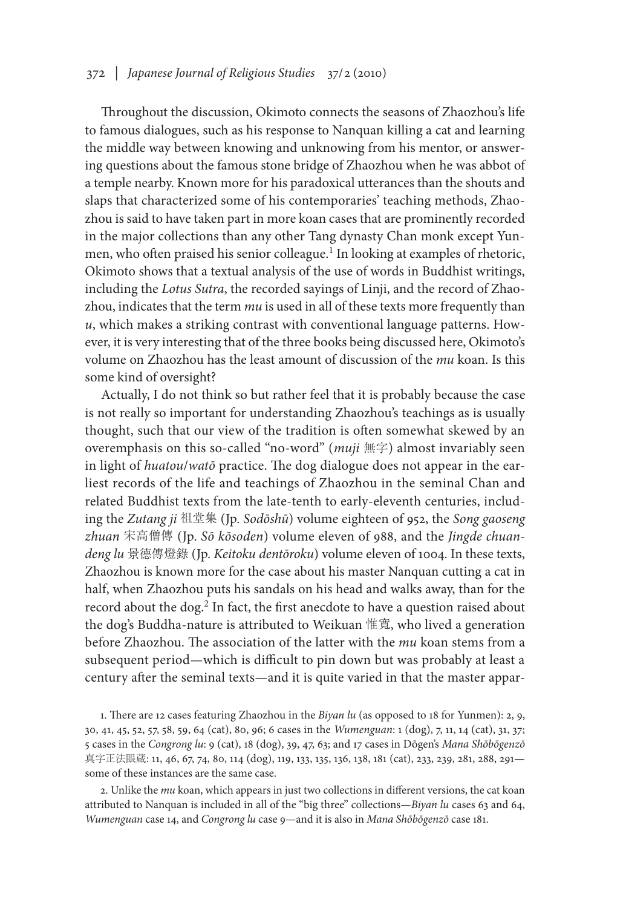Throughout the discussion, Okimoto connects the seasons of Zhaozhou's life to famous dialogues, such as his response to Nanquan killing a cat and learning the middle way between knowing and unknowing from his mentor, or answering questions about the famous stone bridge of Zhaozhou when he was abbot of a temple nearby. Known more for his paradoxical utterances than the shouts and slaps that characterized some of his contemporaries' teaching methods, Zhaozhou is said to have taken part in more koan cases that are prominently recorded in the major collections than any other Tang dynasty Chan monk except Yunmen, who often praised his senior colleague.[1] In looking at examples of rhetoric, Okimoto shows that a textual analysis of the use of words in Buddhist writings, including the *Lotus Sutra*, the recorded sayings of Linji, and the record of Zhaozhou, indicates that the term *mu* is used in all of these texts more frequently than *u*, which makes a striking contrast with conventional language patterns. However, it is very interesting that of the three books being discussed here, Okimoto's volume on Zhaozhou has the least amount of discussion of the *mu* koan. Is this some kind of oversight?

Actually, I do not think so but rather feel that it is probably because the case is not really so important for understanding Zhaozhou's teachings as is usually thought, such that our view of the tradition is often somewhat skewed by an overemphasis on this so-called "no-word" (*muji* 無字) almost invariably seen in light of *huatou*/*watō* practice. The dog dialogue does not appear in the earliest records of the life and teachings of Zhaozhou in the seminal Chan and related Buddhist texts from the late-tenth to early-eleventh centuries, including the *Zutang ji* 祖堂集 (Jp. *Sodōshū*) volume eighteen of 952, the *Song gaoseng zhuan* 宋高僧傳 (Jp. *Sō kōsoden*) volume eleven of 988, and the *Jingde chuandeng lu* 景德傳燈錄 (Jp. *Keitoku dentōroku*) volume eleven of 1004. In these texts, Zhaozhou is known more for the case about his master Nanquan cutting a cat in half, when Zhaozhou puts his sandals on his head and walks away, than for the record about the dog.[2] In fact, the first anecdote to have a question raised about the dog's Buddha-nature is attributed to Weikuan 惟寬, who lived a generation before Zhaozhou. The association of the latter with the *mu* koan stems from a subsequent period—which is difficult to pin down but was probably at least a century after the seminal texts—and it is quite varied in that the master appar-

1. There are 12 cases featuring Zhaozhou in the *Biyan lu* (as opposed to 18 for Yunmen): 2, 9, 30, 41, 45, 52, 57, 58, 59, 64 (cat), 80, 96; 6 cases in the *Wumenguan*: 1 (dog), 7, 11, 14 (cat), 31, 37; 5 cases in the *Congrong lu*: 9 (cat), 18 (dog), 39, 47, 63; and 17 cases in Dōgen's *Mana Shōbōgenzō* 真字正法眼蔵: 11, 46, 67, 74, 80, 114 (dog), 119, 133, 135, 136, 138, 181 (cat), 233, 239, 281, 288, 291—some of these instances are the same case.

2. Unlike the *mu* koan, which appears in just two collections in different versions, the cat koan attributed to Nanquan is included in all of the "big three" collections—*Biyan lu* cases 63 and 64, *Wumenguan* case 14, and *Congrong lu* case 9—and it is also in *Mana Shōbōgenzō* case 181.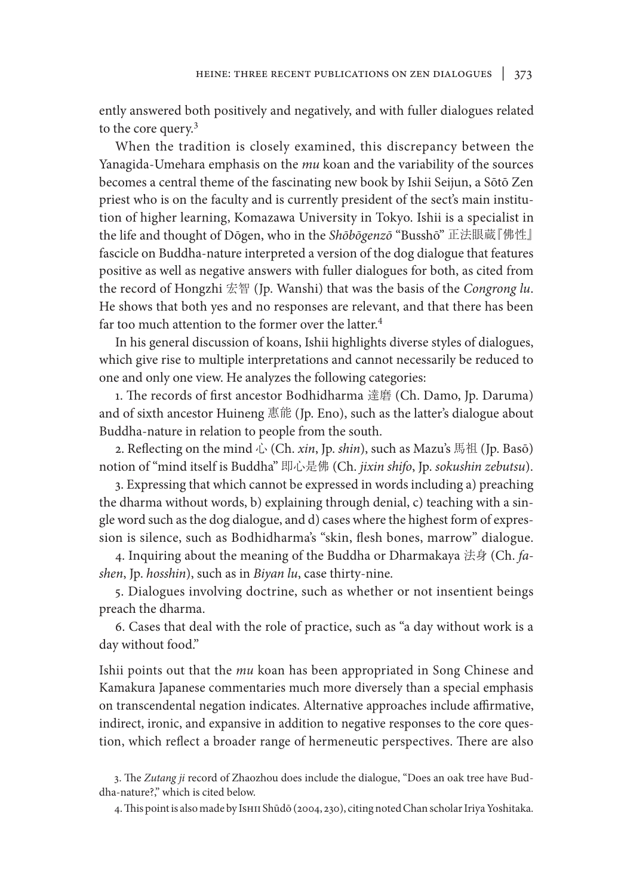ently answered both positively and negatively, and with fuller dialogues related to the core query.[3]

When the tradition is closely examined, this discrepancy between the Yanagida-Umehara emphasis on the *mu* koan and the variability of the sources becomes a central theme of the fascinating new book by Ishii Seijun, a Sōtō Zen priest who is on the faculty and is currently president of the sect's main institution of higher learning, Komazawa University in Tokyo. Ishii is a specialist in the life and thought of Dōgen, who in the *Shōbōgenzō* "Busshō" 正法眼蔵『佛性』 fascicle on Buddha-nature interpreted a version of the dog dialogue that features positive as well as negative answers with fuller dialogues for both, as cited from the record of Hongzhi 宏智 (Jp. Wanshi) that was the basis of the *Congrong lu*. He shows that both yes and no responses are relevant, and that there has been far too much attention to the former over the latter.[4]

In his general discussion of koans, Ishii highlights diverse styles of dialogues, which give rise to multiple interpretations and cannot necessarily be reduced to one and only one view. He analyzes the following categories:

1. The records of first ancestor Bodhidharma 達磨 (Ch. Damo, Jp. Daruma) and of sixth ancestor Huineng 惠能 (Jp. Eno), such as the latter's dialogue about Buddha-nature in relation to people from the south.

2. Reflecting on the mind 心 (Ch. *xin*, Jp. *shin*), such as Mazu's 馬祖 (Jp. Basō) notion of "mind itself is Buddha" 即心是佛 (Ch. *jixin shifo*, Jp. *sokushin zebutsu*).

3. Expressing that which cannot be expressed in words including a) preaching the dharma without words, b) explaining through denial, c) teaching with a single word such as the dog dialogue, and d) cases where the highest form of expression is silence, such as Bodhidharma's "skin, flesh bones, marrow" dialogue.

4. Inquiring about the meaning of the Buddha or Dharmakaya 法身 (Ch. *fashen*, Jp. *hosshin*), such as in *Biyan lu*, case thirty-nine.

5. Dialogues involving doctrine, such as whether or not insentient beings preach the dharma.

6. Cases that deal with the role of practice, such as "a day without work is a day without food."

Ishii points out that the *mu* koan has been appropriated in Song Chinese and Kamakura Japanese commentaries much more diversely than a special emphasis on transcendental negation indicates. Alternative approaches include affirmative, indirect, ironic, and expansive in addition to negative responses to the core question, which reflect a broader range of hermeneutic perspectives. There are also

3. The *Zutang ji* record of Zhaozhou does include the dialogue, "Does an oak tree have Buddha-nature?," which is cited below.

4. This point is also made by Ishii Shūdō (2004, 230), citing noted Chan scholar Iriya Yoshitaka.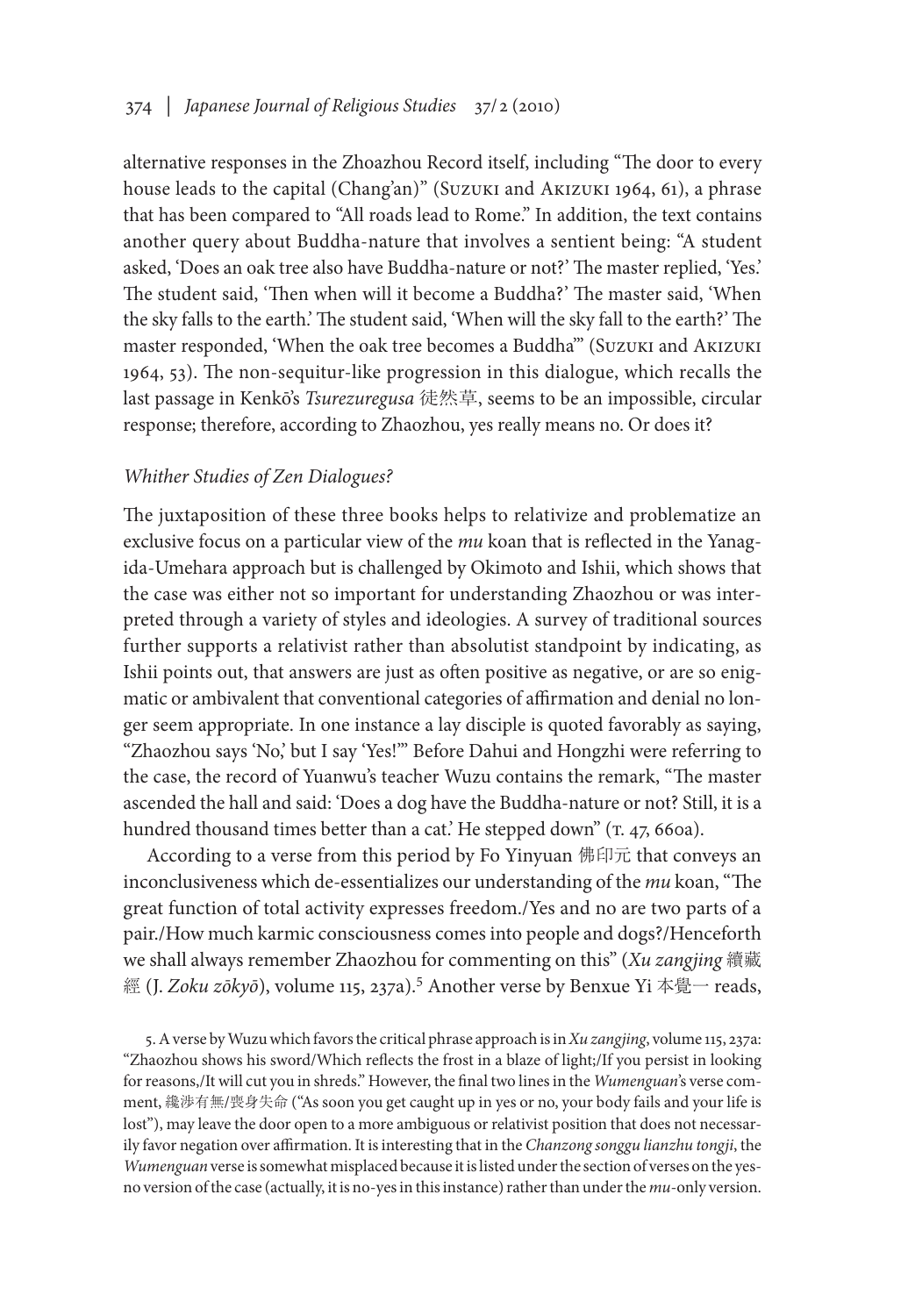alternative responses in the Zhoazhou Record itself, including "The door to every house leads to the capital (Chang'an)" (Suzuki and Akizuki 1964, 61), a phrase that has been compared to "All roads lead to Rome." In addition, the text contains another query about Buddha-nature that involves a sentient being: "A student asked, 'Does an oak tree also have Buddha-nature or not?' The master replied, 'Yes.' The student said, 'Then when will it become a Buddha?' The master said, 'When the sky falls to the earth.' The student said, 'When will the sky fall to the earth?' The master responded, 'When the oak tree becomes a Buddha'" (Suzuki and Akizuki 1964, 53). The non-sequitur-like progression in this dialogue, which recalls the last passage in Kenkō's *Tsurezuregusa* 徒然草, seems to be an impossible, circular response; therefore, according to Zhaozhou, yes really means no. Or does it?

### *Whither Studies of Zen Dialogues?*

The juxtaposition of these three books helps to relativize and problematize an exclusive focus on a particular view of the *mu* koan that is reflected in the Yanagida-Umehara approach but is challenged by Okimoto and Ishii, which shows that the case was either not so important for understanding Zhaozhou or was interpreted through a variety of styles and ideologies. A survey of traditional sources further supports a relativist rather than absolutist standpoint by indicating, as Ishii points out, that answers are just as often positive as negative, or are so enigmatic or ambivalent that conventional categories of affirmation and denial no longer seem appropriate. In one instance a lay disciple is quoted favorably as saying, "Zhaozhou says 'No,' but I say 'Yes!'" Before Dahui and Hongzhi were referring to the case, the record of Yuanwu's teacher Wuzu contains the remark, "The master ascended the hall and said: 'Does a dog have the Buddha-nature or not? Still, it is a hundred thousand times better than a cat.' He stepped down" (T. 47, 660a).

According to a verse from this period by Fo Yinyuan 佛印元 that conveys an inconclusiveness which de-essentializes our understanding of the *mu* koan, "The great function of total activity expresses freedom./Yes and no are two parts of a pair./How much karmic consciousness comes into people and dogs?/Henceforth we shall always remember Zhaozhou for commenting on this" (*Xu zangjing* 續藏經 (J. *Zoku zōkyō*), volume 115, 237a).[5] Another verse by Benxue Yi 本覺一 reads,

5. A verse by Wuzu which favors the critical phrase approach is in *Xu zangjing*, volume 115, 237a: "Zhaozhou shows his sword/Which reflects the frost in a blaze of light;/If you persist in looking for reasons,/It will cut you in shreds." However, the final two lines in the *Wumenguan*'s verse comment, 纔涉有無/喪身失命 ("As soon you get caught up in yes or no, your body fails and your life is lost"), may leave the door open to a more ambiguous or relativist position that does not necessarily favor negation over affirmation. It is interesting that in the *Chanzong songgu lianzhu tongji*, the *Wumenguan* verse is somewhat misplaced because it is listed under the section of verses on the yes-no version of the case (actually, it is no-yes in this instance) rather than under the *mu*-only version.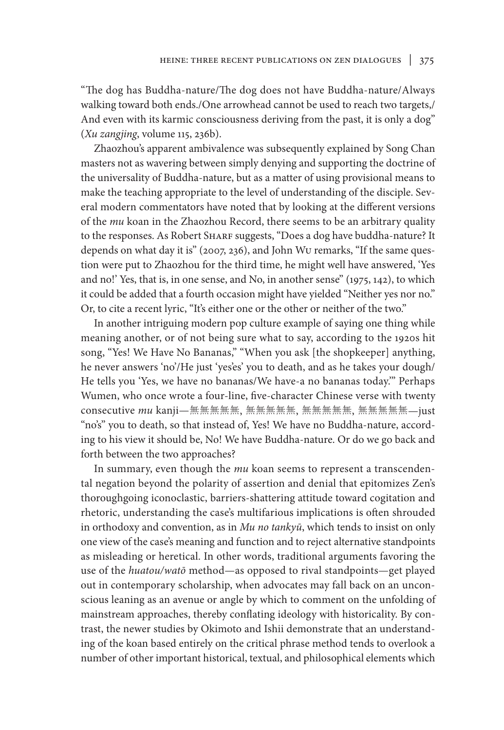"The dog has Buddha-nature/The dog does not have Buddha-nature/Always walking toward both ends./One arrowhead cannot be used to reach two targets,/ And even with its karmic consciousness deriving from the past, it is only a dog" (*Xu zangjing*, volume 115, 236b).

Zhaozhou's apparent ambivalence was subsequently explained by Song Chan masters not as wavering between simply denying and supporting the doctrine of the universality of Buddha-nature, but as a matter of using provisional means to make the teaching appropriate to the level of understanding of the disciple. Several modern commentators have noted that by looking at the different versions of the *mu* koan in the Zhaozhou Record, there seems to be an arbitrary quality to the responses. As Robert Sharf suggests, "Does a dog have buddha-nature? It depends on what day it is" (2007, 236), and John Wu remarks, "If the same question were put to Zhaozhou for the third time, he might well have answered, 'Yes and no!' Yes, that is, in one sense, and No, in another sense" (1975, 142), to which it could be added that a fourth occasion might have yielded "Neither yes nor no." Or, to cite a recent lyric, "It's either one or the other or neither of the two."

In another intriguing modern pop culture example of saying one thing while meaning another, or of not being sure what to say, according to the 1920s hit song, "Yes! We Have No Bananas," "When you ask [the shopkeeper] anything, he never answers 'no'/He just 'yes'es' you to death, and as he takes your dough/ He tells you 'Yes, we have no bananas/We have-a no bananas today.'" Perhaps Wumen, who once wrote a four-line, five-character Chinese verse with twenty consecutive *mu* kanji—無無無無無, 無無無無無, 無無無無無, 無無無無無—just "no's" you to death, so that instead of, Yes! We have no Buddha-nature, according to his view it should be, No! We have Buddha-nature. Or do we go back and forth between the two approaches?

In summary, even though the *mu* koan seems to represent a transcendental negation beyond the polarity of assertion and denial that epitomizes Zen's thoroughgoing iconoclastic, barriers-shattering attitude toward cogitation and rhetoric, understanding the case's multifarious implications is often shrouded in orthodoxy and convention, as in *Mu no tankyū*, which tends to insist on only one view of the case's meaning and function and to reject alternative standpoints as misleading or heretical. In other words, traditional arguments favoring the use of the *huatou/watō* method—as opposed to rival standpoints—get played out in contemporary scholarship, when advocates may fall back on an unconscious leaning as an avenue or angle by which to comment on the unfolding of mainstream approaches, thereby conflating ideology with historicality. By contrast, the newer studies by Okimoto and Ishii demonstrate that an understanding of the koan based entirely on the critical phrase method tends to overlook a number of other important historical, textual, and philosophical elements which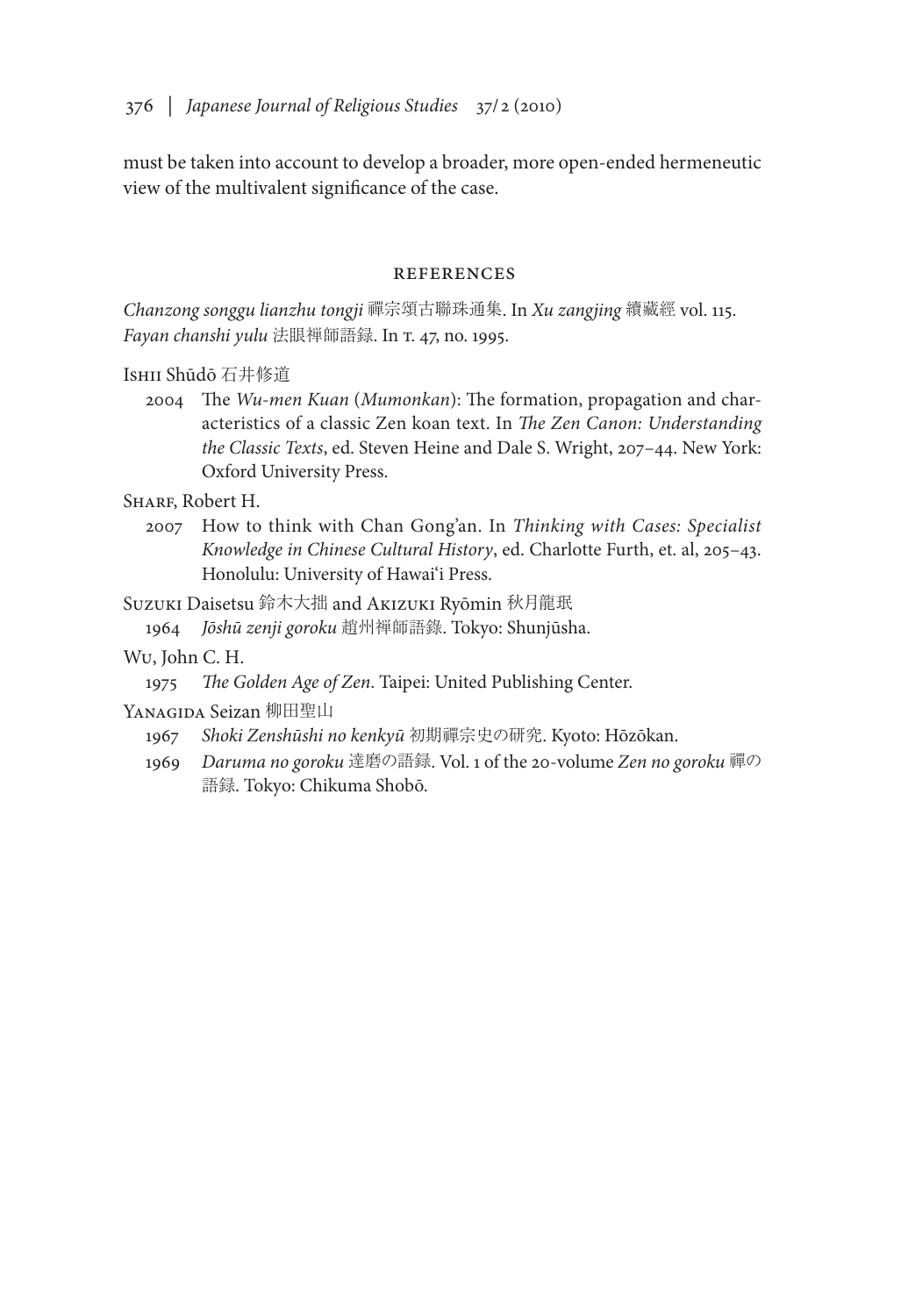must be taken into account to develop a broader, more open-ended hermeneutic view of the multivalent significance of the case.

## REFERENCES

*Chanzong songgu lianzhu tongji* 禪宗頌古聯珠通集. In *Xu zangjing* 續藏經 vol. 115.
*Fayan chanshi yulu* 法眼禅師語録. In T. 47, no. 1995.

Ishii Shūdō 石井修道

2004 The *Wu-men Kuan* (*Mumonkan*): The formation, propagation and characteristics of a classic Zen koan text. In *The Zen Canon: Understanding the Classic Texts*, ed. Steven Heine and Dale S. Wright, 207–44. New York: Oxford University Press.

Sharf, Robert H.

2007 How to think with Chan Gong'an. In *Thinking with Cases: Specialist Knowledge in Chinese Cultural History*, ed. Charlotte Furth, et. al, 205–43. Honolulu: University of Hawai'i Press.

Suzuki Daisetsu 鈴木大拙 and Akizuki Ryōmin 秋月龍珉

1964 *Jōshū zenji goroku* 趙州禅師語錄. Tokyo: Shunjūsha.

Wu, John C. H.

1975 *The Golden Age of Zen*. Taipei: United Publishing Center.

Yanagida Seizan 柳田聖山

1967 *Shoki Zenshūshi no kenkyū* 初期禪宗史の研究. Kyoto: Hōzōkan.

1969 *Daruma no goroku* 達磨の語録. Vol. 1 of the 20-volume *Zen no goroku* 禪の語録. Tokyo: Chikuma Shobō.